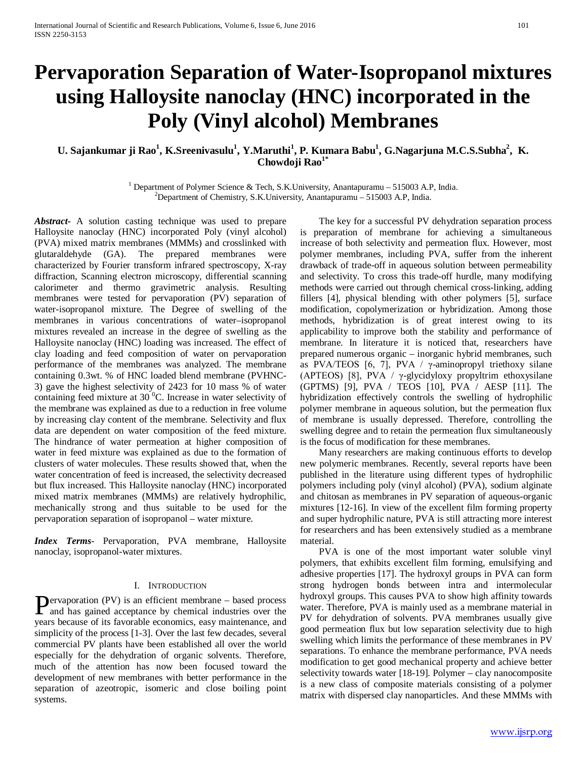# Pervaporation Separation of Water-Isopropanol mixtures using Halloysite nanoclay (HNC) incorporated in the Poly (Vinyl alcohol) Membranes

**U. Sajankumar ji Rao[1], K.Sreenivasulu[1], Y.Maruthi[1], P. Kumara Babu[1], G.Nagarjuna M.C.S.Subha[2], K. Chowdoji Rao[1*]**

[1] Department of Polymer Science & Tech, S.K.University, Anantapuramu – 515003 A.P, India.
[2] Department of Chemistry, S.K.University, Anantapuramu – 515003 A.P, India.

***Abstract-*** A solution casting technique was used to prepare Halloysite nanoclay (HNC) incorporated Poly (vinyl alcohol) (PVA) mixed matrix membranes (MMMs) and crosslinked with glutaraldehyde (GA). The prepared membranes were characterized by Fourier transform infrared spectroscopy, X-ray diffraction, Scanning electron microscopy, differential scanning calorimeter and thermo gravimetric analysis. Resulting membranes were tested for pervaporation (PV) separation of water-isopropanol mixture. The Degree of swelling of the membranes in various concentrations of water–isopropanol mixtures revealed an increase in the degree of swelling as the Halloysite nanoclay (HNC) loading was increased. The effect of clay loading and feed composition of water on pervaporation performance of the membranes was analyzed. The membrane containing 0.3wt. % of HNC loaded blend membrane (PVHNC-3) gave the highest selectivity of 2423 for 10 mass % of water containing feed mixture at 30 $^{0}$C. Increase in water selectivity of the membrane was explained as due to a reduction in free volume by increasing clay content of the membrane. Selectivity and flux data are dependent on water composition of the feed mixture. The hindrance of water permeation at higher composition of water in feed mixture was explained as due to the formation of clusters of water molecules. These results showed that, when the water concentration of feed is increased, the selectivity decreased but flux increased. This Halloysite nanoclay (HNC) incorporated mixed matrix membranes (MMMs) are relatively hydrophilic, mechanically strong and thus suitable to be used for the pervaporation separation of isopropanol – water mixture.

***Index Terms-*** Pervaporation, PVA membrane, Halloysite nanoclay, isopropanol-water mixtures.

## I. Introduction

Pervaporation (PV) is an efficient membrane – based process and has gained acceptance by chemical industries over the years because of its favorable economics, easy maintenance, and simplicity of the process [1-3]. Over the last few decades, several commercial PV plants have been established all over the world especially for the dehydration of organic solvents. Therefore, much of the attention has now been focused toward the development of new membranes with better performance in the separation of azeotropic, isomeric and close boiling point systems.

The key for a successful PV dehydration separation process is preparation of membrane for achieving a simultaneous increase of both selectivity and permeation flux. However, most polymer membranes, including PVA, suffer from the inherent drawback of trade-off in aqueous solution between permeability and selectivity. To cross this trade-off hurdle, many modifying methods were carried out through chemical cross-linking, adding fillers [4], physical blending with other polymers [5], surface modification, copolymerization or hybridization. Among those methods, hybridization is of great interest owing to its applicability to improve both the stability and performance of membrane. In literature it is noticed that, researchers have prepared numerous organic – inorganic hybrid membranes, such as PVA/TEOS [6, 7], PVA / γ-aminopropyl triethoxy silane (APTEOS) [8], PVA / γ-glycidyloxy propyltrim ethoxysilane (GPTMS) [9], PVA / TEOS [10], PVA / AESP [11]. The hybridization effectively controls the swelling of hydrophilic polymer membrane in aqueous solution, but the permeation flux of membrane is usually depressed. Therefore, controlling the swelling degree and to retain the permeation flux simultaneously is the focus of modification for these membranes.

Many researchers are making continuous efforts to develop new polymeric membranes. Recently, several reports have been published in the literature using different types of hydrophilic polymers including poly (vinyl alcohol) (PVA), sodium alginate and chitosan as membranes in PV separation of aqueous-organic mixtures [12-16]. In view of the excellent film forming property and super hydrophilic nature, PVA is still attracting more interest for researchers and has been extensively studied as a membrane material.

PVA is one of the most important water soluble vinyl polymers, that exhibits excellent film forming, emulsifying and adhesive properties [17]. The hydroxyl groups in PVA can form strong hydrogen bonds between intra and intermolecular hydroxyl groups. This causes PVA to show high affinity towards water. Therefore, PVA is mainly used as a membrane material in PV for dehydration of solvents. PVA membranes usually give good permeation flux but low separation selectivity due to high swelling which limits the performance of these membranes in PV separations. To enhance the membrane performance, PVA needs modification to get good mechanical property and achieve better selectivity towards water [18-19]. Polymer – clay nanocomposite is a new class of composite materials consisting of a polymer matrix with dispersed clay nanoparticles. And these MMMs with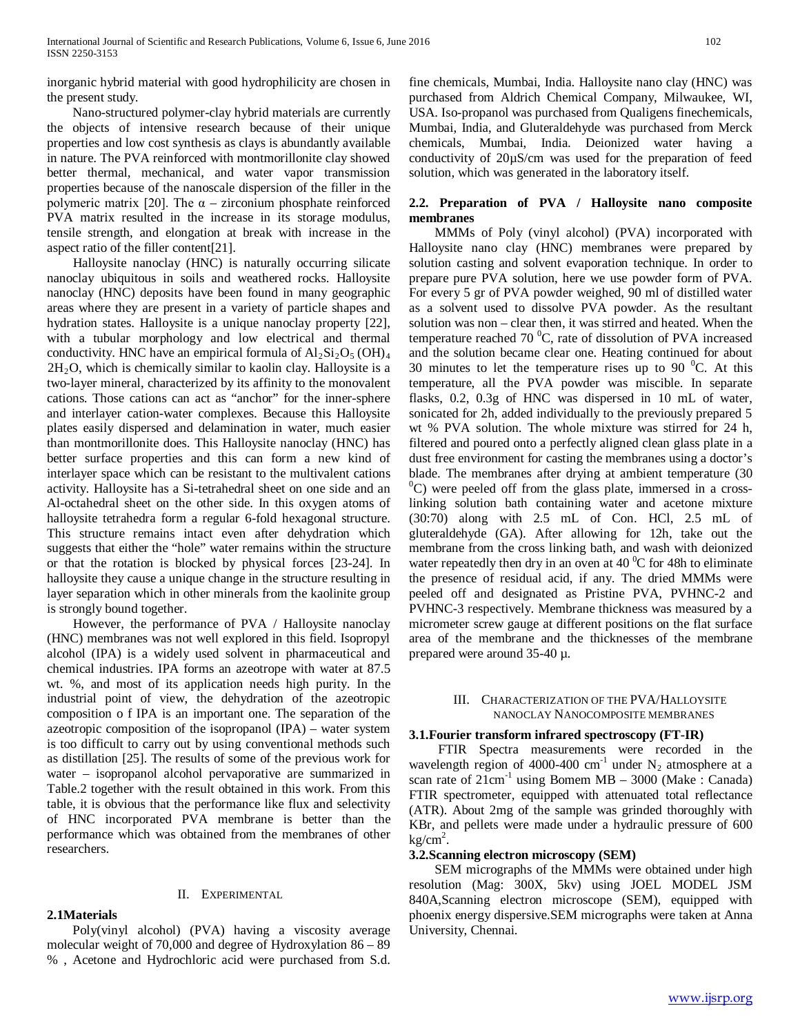inorganic hybrid material with good hydrophilicity are chosen in the present study.

Nano-structured polymer-clay hybrid materials are currently the objects of intensive research because of their unique properties and low cost synthesis as clays is abundantly available in nature. The PVA reinforced with montmorillonite clay showed better thermal, mechanical, and water vapor transmission properties because of the nanoscale dispersion of the filler in the polymeric matrix [20]. The α – zirconium phosphate reinforced PVA matrix resulted in the increase in its storage modulus, tensile strength, and elongation at break with increase in the aspect ratio of the filler content[21].

Halloysite nanoclay (HNC) is naturally occurring silicate nanoclay ubiquitous in soils and weathered rocks. Halloysite nanoclay (HNC) deposits have been found in many geographic areas where they are present in a variety of particle shapes and hydration states. Halloysite is a unique nanoclay property [22], with a tubular morphology and low electrical and thermal conductivity. HNC have an empirical formula of $Al_2Si_2O_5(OH)_4 2H_2O$, which is chemically similar to kaolin clay. Halloysite is a two-layer mineral, characterized by its affinity to the monovalent cations. Those cations can act as "anchor" for the inner-sphere and interlayer cation-water complexes. Because this Halloysite plates easily dispersed and delamination in water, much easier than montmorillonite does. This Halloysite nanoclay (HNC) has better surface properties and this can form a new kind of interlayer space which can be resistant to the multivalent cations activity. Halloysite has a Si-tetrahedral sheet on one side and an Al-octahedral sheet on the other side. In this oxygen atoms of halloysite tetrahedra form a regular 6-fold hexagonal structure. This structure remains intact even after dehydration which suggests that either the "hole" water remains within the structure or that the rotation is blocked by physical forces [23-24]. In halloysite they cause a unique change in the structure resulting in layer separation which in other minerals from the kaolinite group is strongly bound together.

However, the performance of PVA / Halloysite nanoclay (HNC) membranes was not well explored in this field. Isopropyl alcohol (IPA) is a widely used solvent in pharmaceutical and chemical industries. IPA forms an azeotrope with water at 87.5 wt. %, and most of its application needs high purity. In the industrial point of view, the dehydration of the azeotropic composition o f IPA is an important one. The separation of the azeotropic composition of the isopropanol (IPA) – water system is too difficult to carry out by using conventional methods such as distillation [25]. The results of some of the previous work for water – isopropanol alcohol pervaporative are summarized in Table.2 together with the result obtained in this work. From this table, it is obvious that the performance like flux and selectivity of HNC incorporated PVA membrane is better than the performance which was obtained from the membranes of other researchers.

## II. Experimental

### 2.1Materials

Poly(vinyl alcohol) (PVA) having a viscosity average molecular weight of 70,000 and degree of Hydroxylation 86 – 89 % , Acetone and Hydrochloric acid were purchased from S.d. fine chemicals, Mumbai, India. Halloysite nano clay (HNC) was purchased from Aldrich Chemical Company, Milwaukee, WI, USA. Iso-propanol was purchased from Qualigens finechemicals, Mumbai, India, and Gluteraldehyde was purchased from Merck chemicals, Mumbai, India. Deionized water having a conductivity of 20μS/cm was used for the preparation of feed solution, which was generated in the laboratory itself.

### 2.2. Preparation of PVA / Halloysite nano composite membranes

MMMs of Poly (vinyl alcohol) (PVA) incorporated with Halloysite nano clay (HNC) membranes were prepared by solution casting and solvent evaporation technique. In order to prepare pure PVA solution, here we use powder form of PVA. For every 5 gr of PVA powder weighed, 90 ml of distilled water as a solvent used to dissolve PVA powder. As the resultant solution was non – clear then, it was stirred and heated. When the temperature reached 70 $^0$C, rate of dissolution of PVA increased and the solution became clear one. Heating continued for about 30 minutes to let the temperature rises up to 90 $^0$C. At this temperature, all the PVA powder was miscible. In separate flasks, 0.2, 0.3g of HNC was dispersed in 10 mL of water, sonicated for 2h, added individually to the previously prepared 5 wt % PVA solution. The whole mixture was stirred for 24 h, filtered and poured onto a perfectly aligned clean glass plate in a dust free environment for casting the membranes using a doctor's blade. The membranes after drying at ambient temperature (30 $^0$C) were peeled off from the glass plate, immersed in a cross-linking solution bath containing water and acetone mixture (30:70) along with 2.5 mL of Con. HCl, 2.5 mL of gluteraldehyde (GA). After allowing for 12h, take out the membrane from the cross linking bath, and wash with deionized water repeatedly then dry in an oven at 40 $^0$C for 48h to eliminate the presence of residual acid, if any. The dried MMMs were peeled off and designated as Pristine PVA, PVHNC-2 and PVHNC-3 respectively. Membrane thickness was measured by a micrometer screw gauge at different positions on the flat surface area of the membrane and the thicknesses of the membrane prepared were around 35-40 μ.

## III. Characterization of the PVA/Halloysite nanoclay Nanocomposite membranes

### 3.1.Fourier transform infrared spectroscopy (FT-IR)

FTIR Spectra measurements were recorded in the wavelength region of 4000-400 cm$^{-1}$ under $N_2$ atmosphere at a scan rate of 21cm$^{-1}$ using Bomem MB – 3000 (Make : Canada) FTIR spectrometer, equipped with attenuated total reflectance (ATR). About 2mg of the sample was grinded thoroughly with KBr, and pellets were made under a hydraulic pressure of 600 kg/cm$^2$.

### 3.2.Scanning electron microscopy (SEM)

SEM micrographs of the MMMs were obtained under high resolution (Mag: 300X, 5kv) using JOEL MODEL JSM 840A,Scanning electron microscope (SEM), equipped with phoenix energy dispersive.SEM micrographs were taken at Anna University, Chennai.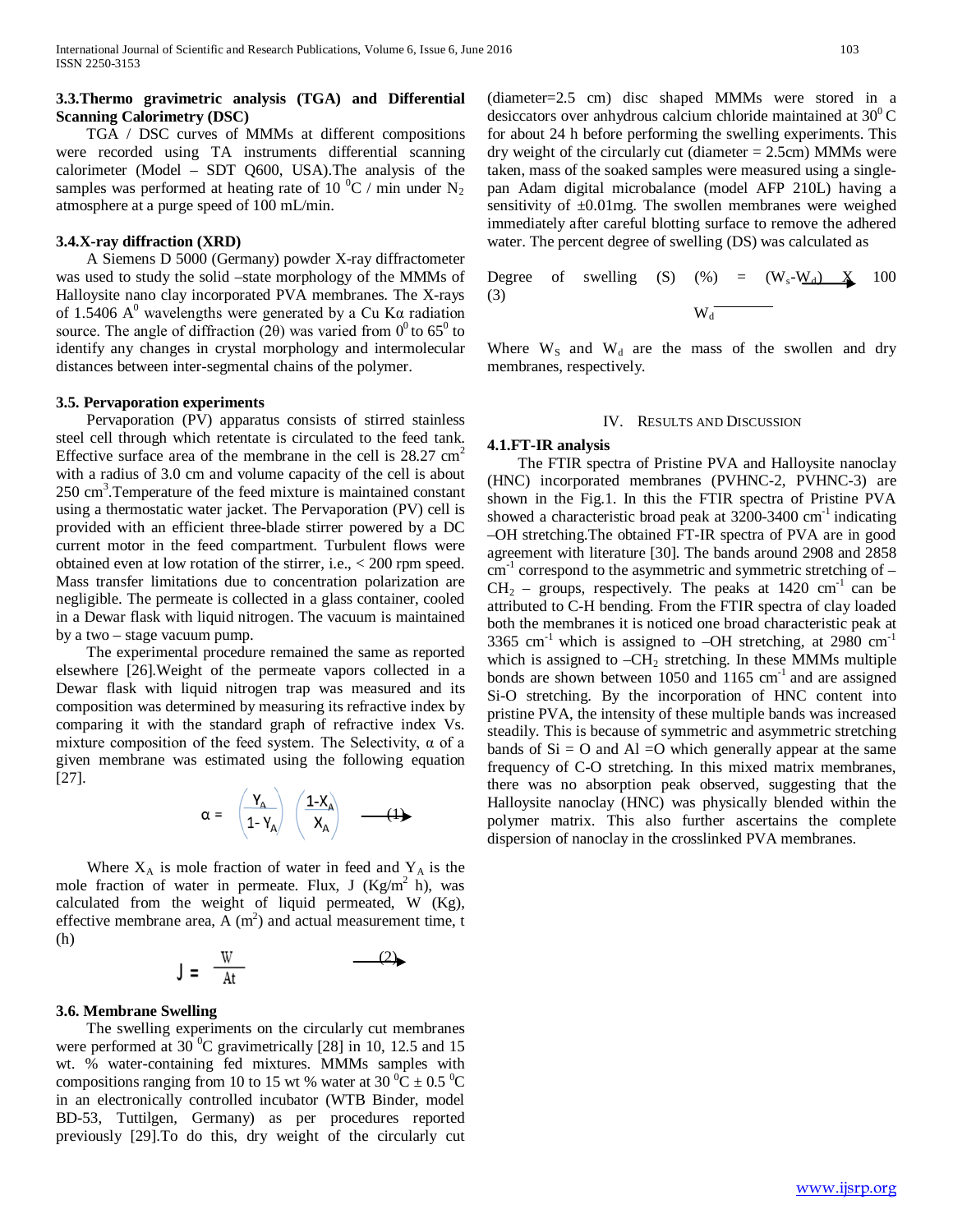### 3.3.Thermo gravimetric analysis (TGA) and Differential Scanning Calorimetry (DSC)

TGA / DSC curves of MMMs at different compositions were recorded using TA instruments differential scanning calorimeter (Model – SDT Q600, USA).The analysis of the samples was performed at heating rate of 10 $^0$C / min under $N_2$ atmosphere at a purge speed of 100 mL/min.

### 3.4.X-ray diffraction (XRD)

A Siemens D 5000 (Germany) powder X-ray diffractometer was used to study the solid –state morphology of the MMMs of Halloysite nano clay incorporated PVA membranes. The X-rays of 1.5406 A$^0$ wavelengths were generated by a Cu Kα radiation source. The angle of diffraction (2θ) was varied from 0$^0$ to 65$^0$ to identify any changes in crystal morphology and intermolecular distances between inter-segmental chains of the polymer.

### 3.5. Pervaporation experiments

Pervaporation (PV) apparatus consists of stirred stainless steel cell through which retentate is circulated to the feed tank. Effective surface area of the membrane in the cell is 28.27 cm$^2$ with a radius of 3.0 cm and volume capacity of the cell is about 250 cm$^3$.Temperature of the feed mixture is maintained constant using a thermostatic water jacket. The Pervaporation (PV) cell is provided with an efficient three-blade stirrer powered by a DC current motor in the feed compartment. Turbulent flows were obtained even at low rotation of the stirrer, i.e., < 200 rpm speed. Mass transfer limitations due to concentration polarization are negligible. The permeate is collected in a glass container, cooled in a Dewar flask with liquid nitrogen. The vacuum is maintained by a two – stage vacuum pump.

The experimental procedure remained the same as reported elsewhere [26].Weight of the permeate vapors collected in a Dewar flask with liquid nitrogen trap was measured and its composition was determined by measuring its refractive index by comparing it with the standard graph of refractive index Vs. mixture composition of the feed system. The Selectivity, α of a given membrane was estimated using the following equation [27].

$$\alpha = \left(\frac{Y_A}{1-Y_A}\right)\left(\frac{1-X_A}{X_A}\right) \qquad (1)$$

Where $X_A$ is mole fraction of water in feed and $Y_A$ is the mole fraction of water in permeate. Flux, J (Kg/m$^2$ h), was calculated from the weight of liquid permeated, W (Kg), effective membrane area, A (m$^2$) and actual measurement time, t (h)

$$J = \frac{W}{At} \qquad (2)$$

### 3.6. Membrane Swelling

The swelling experiments on the circularly cut membranes were performed at 30 $^0$C gravimetrically [28] in 10, 12.5 and 15 wt. % water-containing fed mixtures. MMMs samples with compositions ranging from 10 to 15 wt % water at 30 $^0$C ± 0.5 $^0$C in an electronically controlled incubator (WTB Binder, model BD-53, Tuttilgen, Germany) as per procedures reported previously [29].To do this, dry weight of the circularly cut (diameter=2.5 cm) disc shaped MMMs were stored in a desiccators over anhydrous calcium chloride maintained at 30$^0$ C for about 24 h before performing the swelling experiments. This dry weight of the circularly cut (diameter = 2.5cm) MMMs were taken, mass of the soaked samples were measured using a single-pan Adam digital microbalance (model AFP 210L) having a sensitivity of ±0.01mg. The swollen membranes were weighed immediately after careful blotting surface to remove the adhered water. The percent degree of swelling (DS) was calculated as

$$\text{Degree of swelling (S) (\%)} = \frac{W_s - W_d}{W_d} \times 100 \qquad (3)$$

Where $W_S$ and $W_d$ are the mass of the swollen and dry membranes, respectively.

## IV. Results and Discussion

### 4.1.FT-IR analysis

The FTIR spectra of Pristine PVA and Halloysite nanoclay (HNC) incorporated membranes (PVHNC-2, PVHNC-3) are shown in the Fig.1. In this the FTIR spectra of Pristine PVA showed a characteristic broad peak at 3200-3400 cm$^{-1}$ indicating –OH stretching.The obtained FT-IR spectra of PVA are in good agreement with literature [30]. The bands around 2908 and 2858 cm$^{-1}$ correspond to the asymmetric and symmetric stretching of –$CH_2$ – groups, respectively. The peaks at 1420 cm$^{-1}$ can be attributed to C-H bending. From the FTIR spectra of clay loaded both the membranes it is noticed one broad characteristic peak at 3365 cm$^{-1}$ which is assigned to –OH stretching, at 2980 cm$^{-1}$ which is assigned to –$CH_2$ stretching. In these MMMs multiple bonds are shown between 1050 and 1165 cm$^{-1}$ and are assigned Si-O stretching. By the incorporation of HNC content into pristine PVA, the intensity of these multiple bands was increased steadily. This is because of symmetric and asymmetric stretching bands of Si = O and Al =O which generally appear at the same frequency of C-O stretching. In this mixed matrix membranes, there was no absorption peak observed, suggesting that the Halloysite nanoclay (HNC) was physically blended within the polymer matrix. This also further ascertains the complete dispersion of nanoclay in the crosslinked PVA membranes.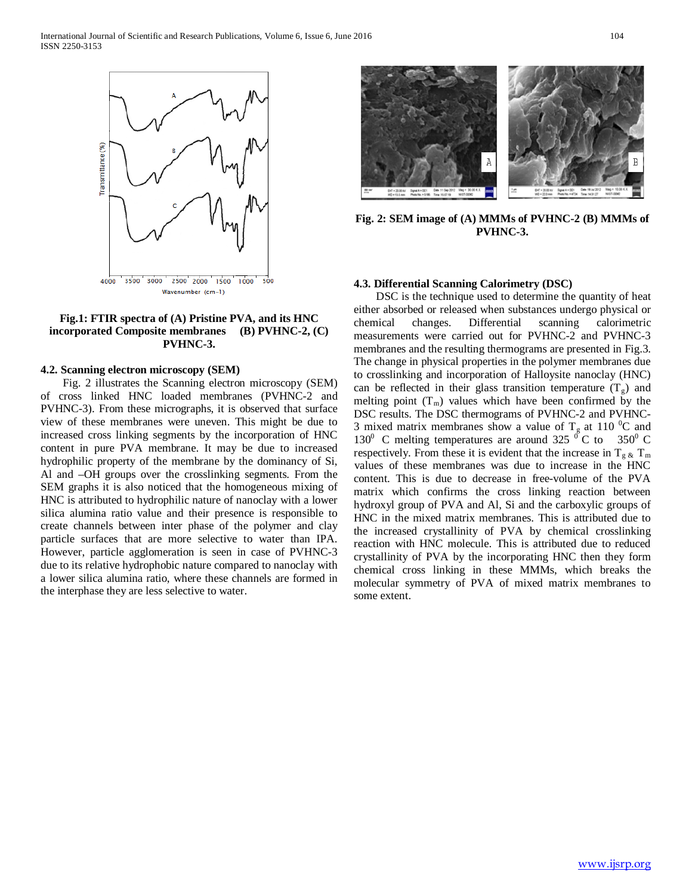Fig.1: FTIR spectra of (A) Pristine PVA, and its HNC incorporated Composite membranes (B) PVHNC-2, (C) PVHNC-3.

### 4.2. Scanning electron microscopy (SEM)

Fig. 2 illustrates the Scanning electron microscopy (SEM) of cross linked HNC loaded membranes (PVHNC-2 and PVHNC-3). From these micrographs, it is observed that surface view of these membranes were uneven. This might be due to increased cross linking segments by the incorporation of HNC content in pure PVA membrane. It may be due to increased hydrophilic property of the membrane by the dominancy of Si, Al and –OH groups over the crosslinking segments. From the SEM graphs it is also noticed that the homogeneous mixing of HNC is attributed to hydrophilic nature of nanoclay with a lower silica alumina ratio value and their presence is responsible to create channels between inter phase of the polymer and clay particle surfaces that are more selective to water than IPA. However, particle agglomeration is seen in case of PVHNC-3 due to its relative hydrophobic nature compared to nanoclay with a lower silica alumina ratio, where these channels are formed in the interphase they are less selective to water.

Fig. 2: SEM image of (A) MMMs of PVHNC-2 (B) MMMs of PVHNC-3.

### 4.3. Differential Scanning Calorimetry (DSC)

DSC is the technique used to determine the quantity of heat either absorbed or released when substances undergo physical or chemical changes. Differential scanning calorimetric measurements were carried out for PVHNC-2 and PVHNC-3 membranes and the resulting thermograms are presented in Fig.3. The change in physical properties in the polymer membranes due to crosslinking and incorporation of Halloysite nanoclay (HNC) can be reflected in their glass transition temperature ($T_g$) and melting point ($T_m$) values which have been confirmed by the DSC results. The DSC thermograms of PVHNC-2 and PVHNC-3 mixed matrix membranes show a value of $T_g$ at 110 $^0$C and 130$^0$ C melting temperatures are around 325 $^0$ C to 350$^0$ C respectively. From these it is evident that the increase in $T_g$ & $T_m$ values of these membranes was due to increase in the HNC content. This is due to decrease in free-volume of the PVA matrix which confirms the cross linking reaction between hydroxyl group of PVA and Al, Si and the carboxylic groups of HNC in the mixed matrix membranes. This is attributed due to the increased crystallinity of PVA by chemical crosslinking reaction with HNC molecule. This is attributed due to reduced crystallinity of PVA by the incorporating HNC then they form chemical cross linking in these MMMs, which breaks the molecular symmetry of PVA of mixed matrix membranes to some extent.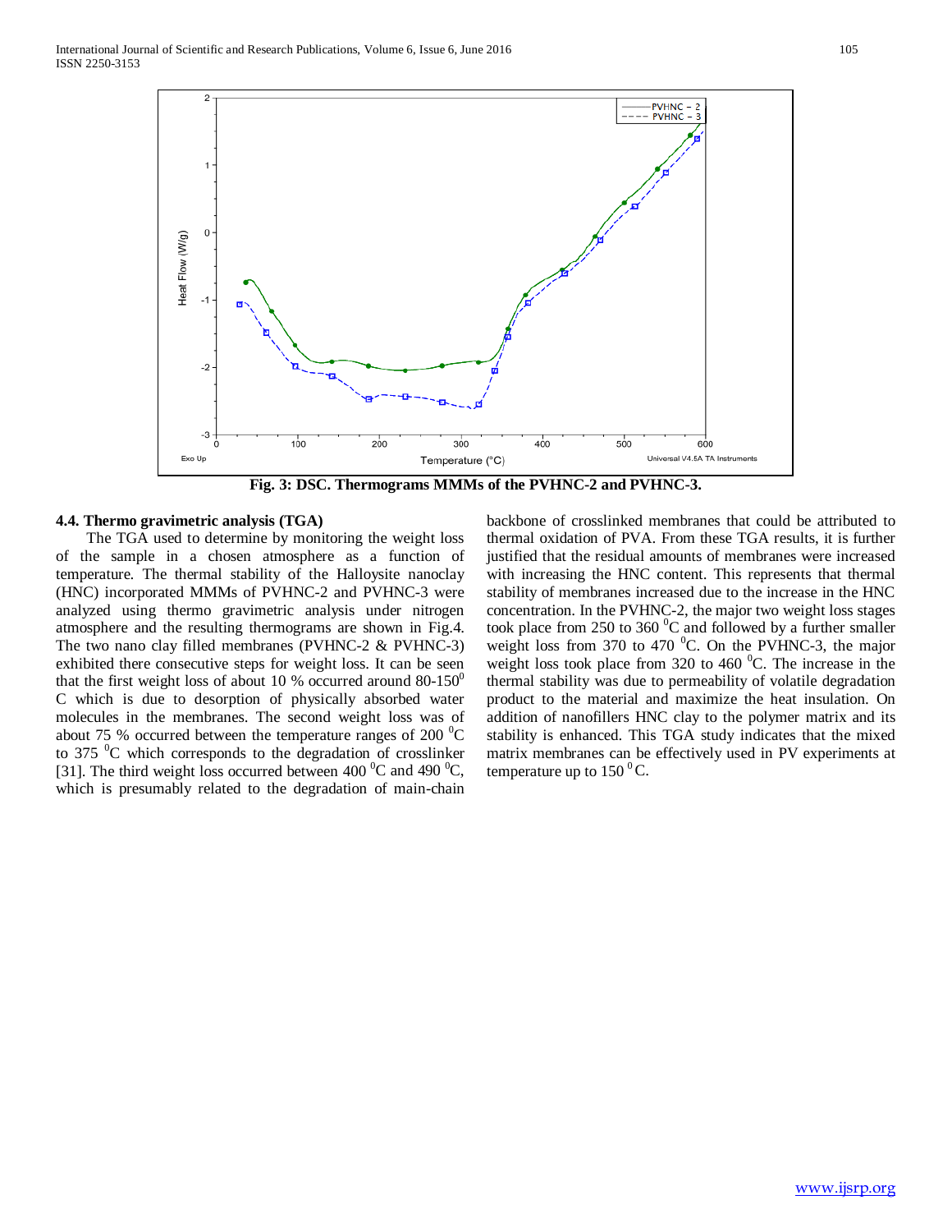Fig. 3: DSC. Thermograms MMMs of the PVHNC-2 and PVHNC-3.

### 4.4. Thermo gravimetric analysis (TGA)

The TGA used to determine by monitoring the weight loss of the sample in a chosen atmosphere as a function of temperature. The thermal stability of the Halloysite nanoclay (HNC) incorporated MMMs of PVHNC-2 and PVHNC-3 were analyzed using thermo gravimetric analysis under nitrogen atmosphere and the resulting thermograms are shown in Fig.4. The two nano clay filled membranes (PVHNC-2 & PVHNC-3) exhibited there consecutive steps for weight loss. It can be seen that the first weight loss of about 10 % occurred around 80-150 $^0$C which is due to desorption of physically absorbed water molecules in the membranes. The second weight loss was of about 75 % occurred between the temperature ranges of 200 $^0$C to 375 $^0$C which corresponds to the degradation of crosslinker [31]. The third weight loss occurred between 400 $^0$C and 490 $^0$C, which is presumably related to the degradation of main-chain backbone of crosslinked membranes that could be attributed to thermal oxidation of PVA. From these TGA results, it is further justified that the residual amounts of membranes were increased with increasing the HNC content. This represents that thermal stability of membranes increased due to the increase in the HNC concentration. In the PVHNC-2, the major two weight loss stages took place from 250 to 360 $^0$C and followed by a further smaller weight loss from 370 to 470 $^0$C. On the PVHNC-3, the major weight loss took place from 320 to 460 $^0$C. The increase in the thermal stability was due to permeability of volatile degradation product to the material and maximize the heat insulation. On addition of nanofillers HNC clay to the polymer matrix and its stability is enhanced. This TGA study indicates that the mixed matrix membranes can be effectively used in PV experiments at temperature up to 150 $^0$C.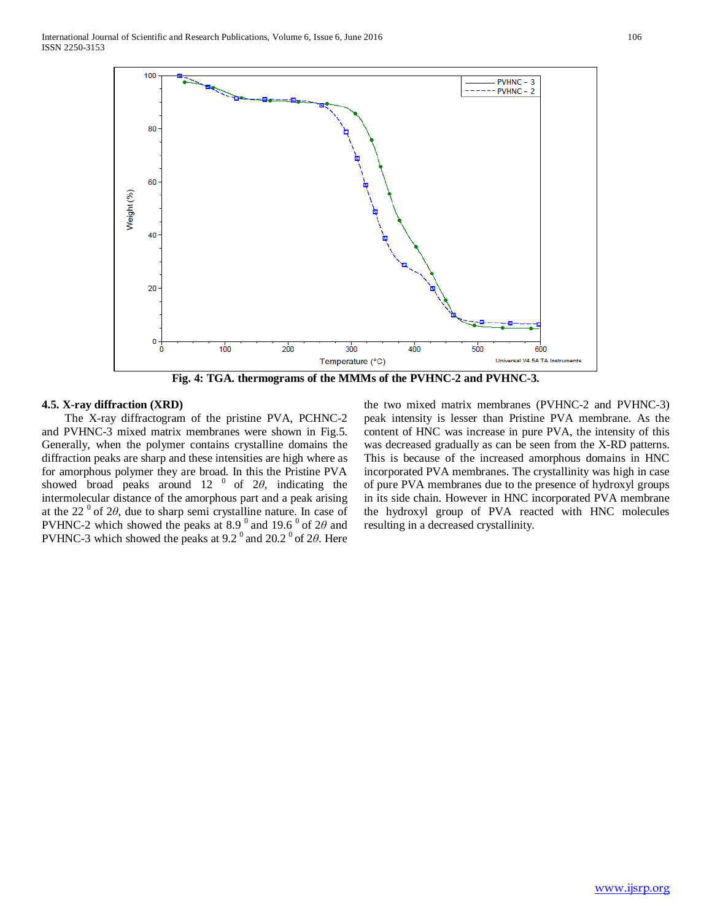Fig. 4: TGA. thermograms of the MMMs of the PVHNC-2 and PVHNC-3.

### 4.5. X-ray diffraction (XRD)

The X-ray diffractogram of the pristine PVA, PCHNC-2 and PVHNC-3 mixed matrix membranes were shown in Fig.5. Generally, when the polymer contains crystalline domains the diffraction peaks are sharp and these intensities are high where as for amorphous polymer they are broad. In this the Pristine PVA showed broad peaks around 12 $^0$ of $2\theta$, indicating the intermolecular distance of the amorphous part and a peak arising at the 22 $^0$ of $2\theta$, due to sharp semi crystalline nature. In case of PVHNC-2 which showed the peaks at 8.9 $^0$ and 19.6 $^0$ of $2\theta$ and PVHNC-3 which showed the peaks at 9.2 $^0$ and 20.2 $^0$ of $2\theta$. Here the two mixed matrix membranes (PVHNC-2 and PVHNC-3) peak intensity is lesser than Pristine PVA membrane. As the content of HNC was increase in pure PVA, the intensity of this was decreased gradually as can be seen from the X-RD patterns. This is because of the increased amorphous domains in HNC incorporated PVA membranes. The crystallinity was high in case of pure PVA membranes due to the presence of hydroxyl groups in its side chain. However in HNC incorporated PVA membrane the hydroxyl group of PVA reacted with HNC molecules resulting in a decreased crystallinity.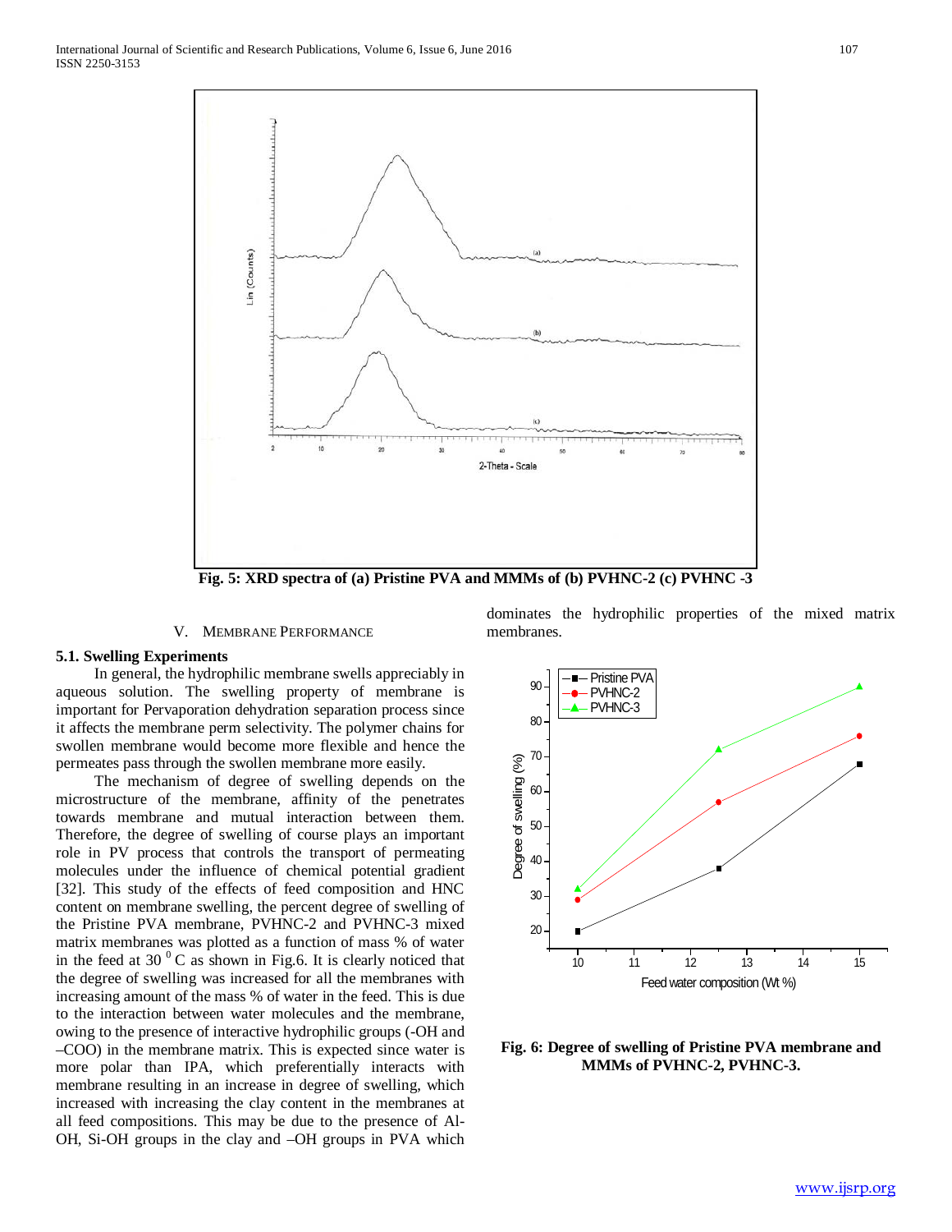Fig. 5: XRD spectra of (a) Pristine PVA and MMMs of (b) PVHNC-2 (c) PVHNC -3

## V. Membrane Performance

### 5.1. Swelling Experiments

In general, the hydrophilic membrane swells appreciably in aqueous solution. The swelling property of membrane is important for Pervaporation dehydration separation process since it affects the membrane perm selectivity. The polymer chains for swollen membrane would become more flexible and hence the permeates pass through the swollen membrane more easily.

The mechanism of degree of swelling depends on the microstructure of the membrane, affinity of the penetrates towards membrane and mutual interaction between them. Therefore, the degree of swelling of course plays an important role in PV process that controls the transport of permeating molecules under the influence of chemical potential gradient [32]. This study of the effects of feed composition and HNC content on membrane swelling, the percent degree of swelling of the Pristine PVA membrane, PVHNC-2 and PVHNC-3 mixed matrix membranes was plotted as a function of mass % of water in the feed at 30 $^0$C as shown in Fig.6. It is clearly noticed that the degree of swelling was increased for all the membranes with increasing amount of the mass % of water in the feed. This is due to the interaction between water molecules and the membrane, owing to the presence of interactive hydrophilic groups (-OH and –COO) in the membrane matrix. This is expected since water is more polar than IPA, which preferentially interacts with membrane resulting in an increase in degree of swelling, which increased with increasing the clay content in the membranes at all feed compositions. This may be due to the presence of Al-OH, Si-OH groups in the clay and –OH groups in PVA which dominates the hydrophilic properties of the mixed matrix membranes.

Fig. 6: Degree of swelling of Pristine PVA membrane and MMMs of PVHNC-2, PVHNC-3.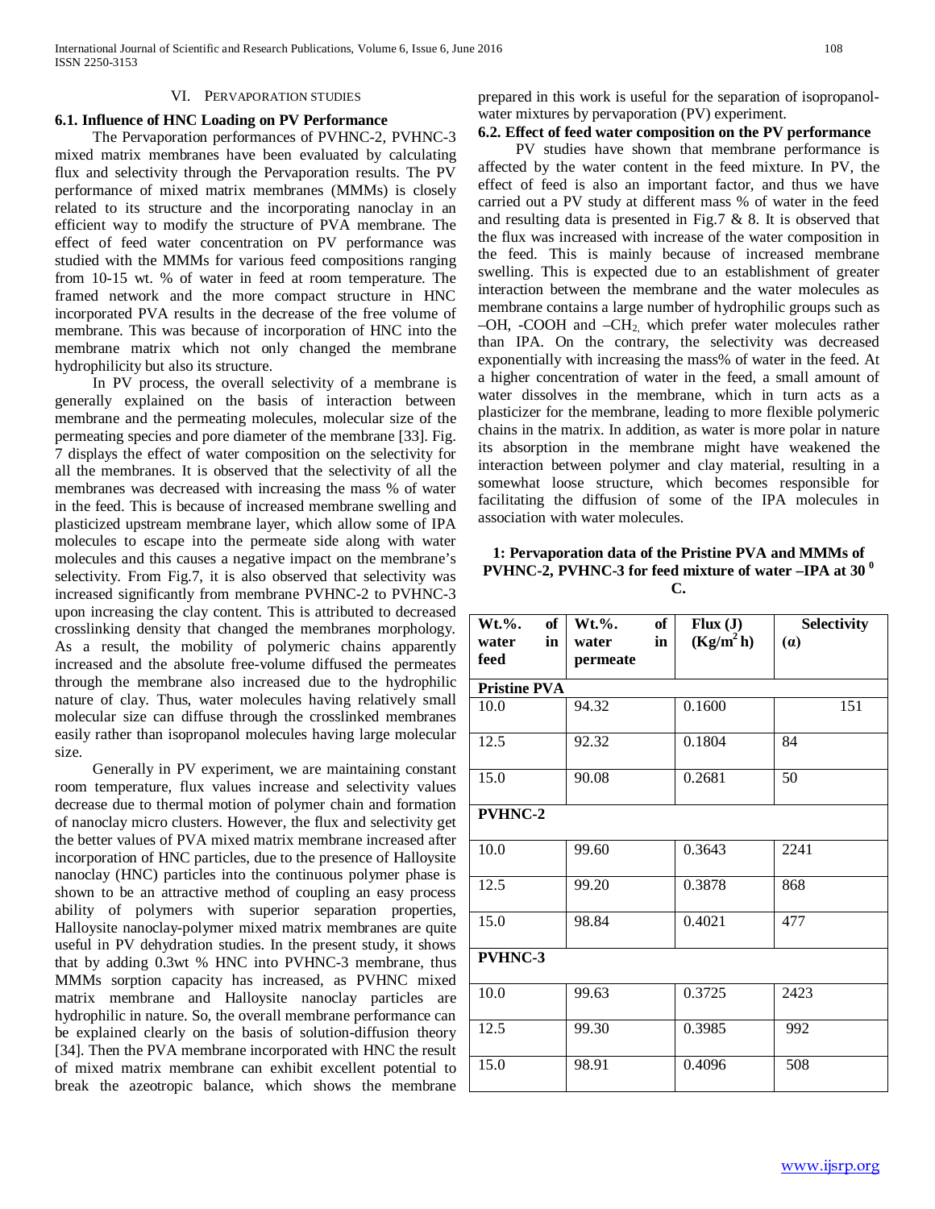## VI. Pervaporation Studies

### 6.1. Influence of HNC Loading on PV Performance

The Pervaporation performances of PVHNC-2, PVHNC-3 mixed matrix membranes have been evaluated by calculating flux and selectivity through the Pervaporation results. The PV performance of mixed matrix membranes (MMMs) is closely related to its structure and the incorporating nanoclay in an efficient way to modify the structure of PVA membrane. The effect of feed water concentration on PV performance was studied with the MMMs for various feed compositions ranging from 10-15 wt. % of water in feed at room temperature. The framed network and the more compact structure in HNC incorporated PVA results in the decrease of the free volume of membrane. This was because of incorporation of HNC into the membrane matrix which not only changed the membrane hydrophilicity but also its structure.

In PV process, the overall selectivity of a membrane is generally explained on the basis of interaction between membrane and the permeating molecules, molecular size of the permeating species and pore diameter of the membrane [33]. Fig. 7 displays the effect of water composition on the selectivity for all the membranes. It is observed that the selectivity of all the membranes was decreased with increasing the mass % of water in the feed. This is because of increased membrane swelling and plasticized upstream membrane layer, which allow some of IPA molecules to escape into the permeate side along with water molecules and this causes a negative impact on the membrane's selectivity. From Fig.7, it is also observed that selectivity was increased significantly from membrane PVHNC-2 to PVHNC-3 upon increasing the clay content. This is attributed to decreased crosslinking density that changed the membranes morphology. As a result, the mobility of polymeric chains apparently increased and the absolute free-volume diffused the permeates through the membrane also increased due to the hydrophilic nature of clay. Thus, water molecules having relatively small molecular size can diffuse through the crosslinked membranes easily rather than isopropanol molecules having large molecular size.

Generally in PV experiment, we are maintaining constant room temperature, flux values increase and selectivity values decrease due to thermal motion of polymer chain and formation of nanoclay micro clusters. However, the flux and selectivity get the better values of PVA mixed matrix membrane increased after incorporation of HNC particles, due to the presence of Halloysite nanoclay (HNC) particles into the continuous polymer phase is shown to be an attractive method of coupling an easy process ability of polymers with superior separation properties, Halloysite nanoclay-polymer mixed matrix membranes are quite useful in PV dehydration studies. In the present study, it shows that by adding 0.3wt % HNC into PVHNC-3 membrane, thus MMMs sorption capacity has increased, as PVHNC mixed matrix membrane and Halloysite nanoclay particles are hydrophilic in nature. So, the overall membrane performance can be explained clearly on the basis of solution-diffusion theory [34]. Then the PVA membrane incorporated with HNC the result of mixed matrix membrane can exhibit excellent potential to break the azeotropic balance, which shows the membrane prepared in this work is useful for the separation of isopropanol-water mixtures by pervaporation (PV) experiment.

### 6.2. Effect of feed water composition on the PV performance

PV studies have shown that membrane performance is affected by the water content in the feed mixture. In PV, the effect of feed is also an important factor, and thus we have carried out a PV study at different mass % of water in the feed and resulting data is presented in Fig.7 & 8. It is observed that the flux was increased with increase of the water composition in the feed. This is mainly because of increased membrane swelling. This is expected due to an establishment of greater interaction between the membrane and the water molecules as membrane contains a large number of hydrophilic groups such as –OH, -COOH and $–CH_2$, which prefer water molecules rather than IPA. On the contrary, the selectivity was decreased exponentially with increasing the mass% of water in the feed. At a higher concentration of water in the feed, a small amount of water dissolves in the membrane, which in turn acts as a plasticizer for the membrane, leading to more flexible polymeric chains in the matrix. In addition, as water is more polar in nature its absorption in the membrane might have weakened the interaction between polymer and clay material, resulting in a somewhat loose structure, which becomes responsible for facilitating the diffusion of some of the IPA molecules in association with water molecules.

**1: Pervaporation data of the Pristine PVA and MMMs of PVHNC-2, PVHNC-3 for feed mixture of water –IPA at 30 $^0$ C.**

| Wt.%. of water in feed | Wt.%. of water in permeate | Flux (J) ($Kg/m^2$ h) | Selectivity (α) |
|---|---|---|---|
| **Pristine PVA** | | | |
| 10.0 | 94.32 | 0.1600 | 151 |
| 12.5 | 92.32 | 0.1804 | 84 |
| 15.0 | 90.08 | 0.2681 | 50 |
| **PVHNC-2** | | | |
| 10.0 | 99.60 | 0.3643 | 2241 |
| 12.5 | 99.20 | 0.3878 | 868 |
| 15.0 | 98.84 | 0.4021 | 477 |
| **PVHNC-3** | | | |
| 10.0 | 99.63 | 0.3725 | 2423 |
| 12.5 | 99.30 | 0.3985 | 992 |
| 15.0 | 98.91 | 0.4096 | 508 |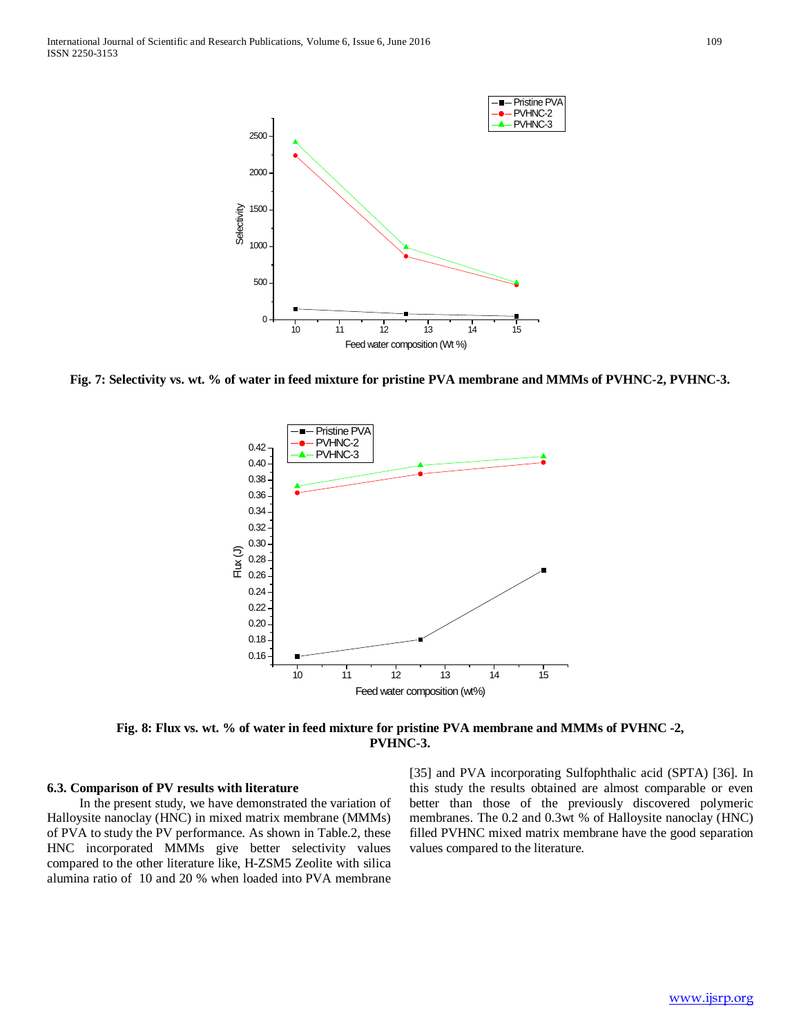Fig. 7: Selectivity vs. wt. % of water in feed mixture for pristine PVA membrane and MMMs of PVHNC-2, PVHNC-3.

Fig. 8: Flux vs. wt. % of water in feed mixture for pristine PVA membrane and MMMs of PVHNC -2, PVHNC-3.

### 6.3. Comparison of PV results with literature

In the present study, we have demonstrated the variation of Halloysite nanoclay (HNC) in mixed matrix membrane (MMMs) of PVA to study the PV performance. As shown in Table.2, these HNC incorporated MMMs give better selectivity values compared to the other literature like, H-ZSM5 Zeolite with silica alumina ratio of 10 and 20 % when loaded into PVA membrane [35] and PVA incorporating Sulfophthalic acid (SPTA) [36]. In this study the results obtained are almost comparable or even better than those of the previously discovered polymeric membranes. The 0.2 and 0.3wt % of Halloysite nanoclay (HNC) filled PVHNC mixed matrix membrane have the good separation values compared to the literature.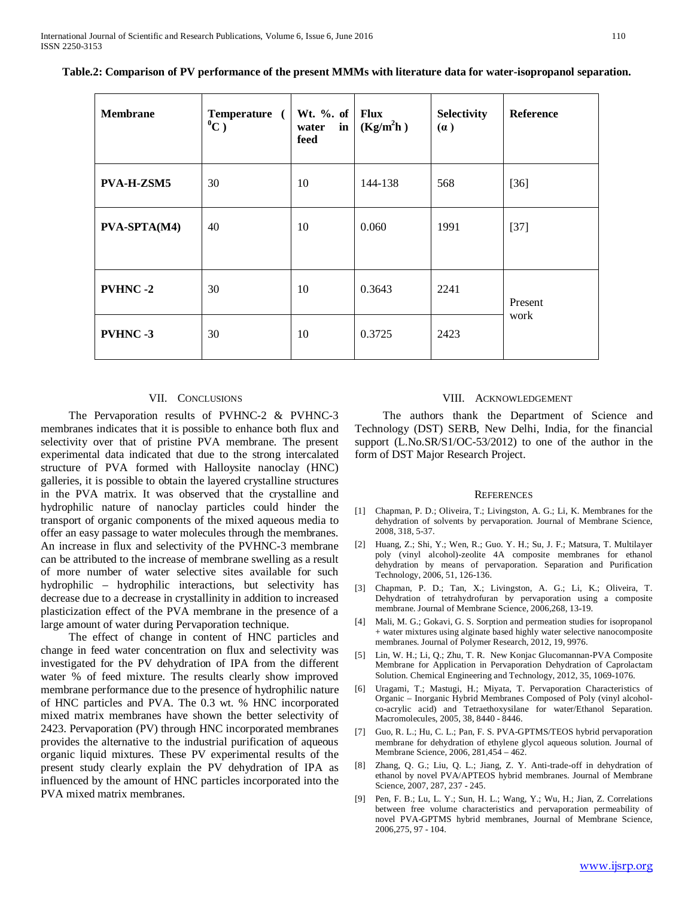**Table.2: Comparison of PV performance of the present MMMs with literature data for water-isopropanol separation.**

| Membrane | Temperature ( $^0$C ) | Wt. %. of water in feed | Flux ($Kg/m^2h$ ) | Selectivity ($\alpha$ ) | Reference |
|---|---|---|---|---|---|
| PVA-H-ZSM5 | 30 | 10 | 144-138 | 568 | [36] |
| PVA-SPTA(M4) | 40 | 10 | 0.060 | 1991 | [37] |
| PVHNC -2 | 30 | 10 | 0.3643 | 2241 | Present work |
| PVHNC -3 | 30 | 10 | 0.3725 | 2423 | |

## VII. Conclusions

The Pervaporation results of PVHNC-2 & PVHNC-3 membranes indicates that it is possible to enhance both flux and selectivity over that of pristine PVA membrane. The present experimental data indicated that due to the strong intercalated structure of PVA formed with Halloysite nanoclay (HNC) galleries, it is possible to obtain the layered crystalline structures in the PVA matrix. It was observed that the crystalline and hydrophilic nature of nanoclay particles could hinder the transport of organic components of the mixed aqueous media to offer an easy passage to water molecules through the membranes. An increase in flux and selectivity of the PVHNC-3 membrane can be attributed to the increase of membrane swelling as a result of more number of water selective sites available for such hydrophilic – hydrophilic interactions, but selectivity has decrease due to a decrease in crystallinity in addition to increased plasticization effect of the PVA membrane in the presence of a large amount of water during Pervaporation technique.

The effect of change in content of HNC particles and change in feed water concentration on flux and selectivity was investigated for the PV dehydration of IPA from the different water % of feed mixture. The results clearly show improved membrane performance due to the presence of hydrophilic nature of HNC particles and PVA. The 0.3 wt. % HNC incorporated mixed matrix membranes have shown the better selectivity of 2423. Pervaporation (PV) through HNC incorporated membranes provides the alternative to the industrial purification of aqueous organic liquid mixtures. These PV experimental results of the present study clearly explain the PV dehydration of IPA as influenced by the amount of HNC particles incorporated into the PVA mixed matrix membranes.

## VIII. Acknowledgement

The authors thank the Department of Science and Technology (DST) SERB, New Delhi, India, for the financial support (L.No.SR/S1/OC-53/2012) to one of the author in the form of DST Major Research Project.

## References

[1] Chapman, P. D.; Oliveira, T.; Livingston, A. G.; Li, K. Membranes for the dehydration of solvents by pervaporation. Journal of Membrane Science, 2008, 318, 5-37.

[2] Huang, Z.; Shi, Y.; Wen, R.; Guo. Y. H.; Su, J. F.; Matsura, T. Multilayer poly (vinyl alcohol)-zeolite 4A composite membranes for ethanol dehydration by means of pervaporation. Separation and Purification Technology, 2006, 51, 126-136.

[3] Chapman, P. D.; Tan, X.; Livingston, A. G.; Li, K.; Oliveira, T. Dehydration of tetrahydrofuran by pervaporation using a composite membrane. Journal of Membrane Science, 2006,268, 13-19.

[4] Mali, M. G.; Gokavi, G. S. Sorption and permeation studies for isopropanol + water mixtures using alginate based highly water selective nanocomposite membranes. Journal of Polymer Research, 2012, 19, 9976.

[5] Lin, W. H.; Li, Q.; Zhu, T. R. New Konjac Glucomannan-PVA Composite Membrane for Application in Pervaporation Dehydration of Caprolactam Solution. Chemical Engineering and Technology, 2012, 35, 1069-1076.

[6] Uragami, T.; Mastugi, H.; Miyata, T. Pervaporation Characteristics of Organic – Inorganic Hybrid Membranes Composed of Poly (vinyl alcohol-co-acrylic acid) and Tetraethoxysilane for water/Ethanol Separation. Macromolecules, 2005, 38, 8440 - 8446.

[7] Guo, R. L.; Hu, C. L.; Pan, F. S. PVA-GPTMS/TEOS hybrid pervaporation membrane for dehydration of ethylene glycol aqueous solution. Journal of Membrane Science, 2006, 281,454 – 462.

[8] Zhang, Q. G.; Liu, Q. L.; Jiang, Z. Y. Anti-trade-off in dehydration of ethanol by novel PVA/APTEOS hybrid membranes. Journal of Membrane Science, 2007, 287, 237 - 245.

[9] Pen, F. B.; Lu, L. Y.; Sun, H. L.; Wang, Y.; Wu, H.; Jian, Z. Correlations between free volume characteristics and pervaporation permeability of novel PVA-GPTMS hybrid membranes, Journal of Membrane Science, 2006,275, 97 - 104.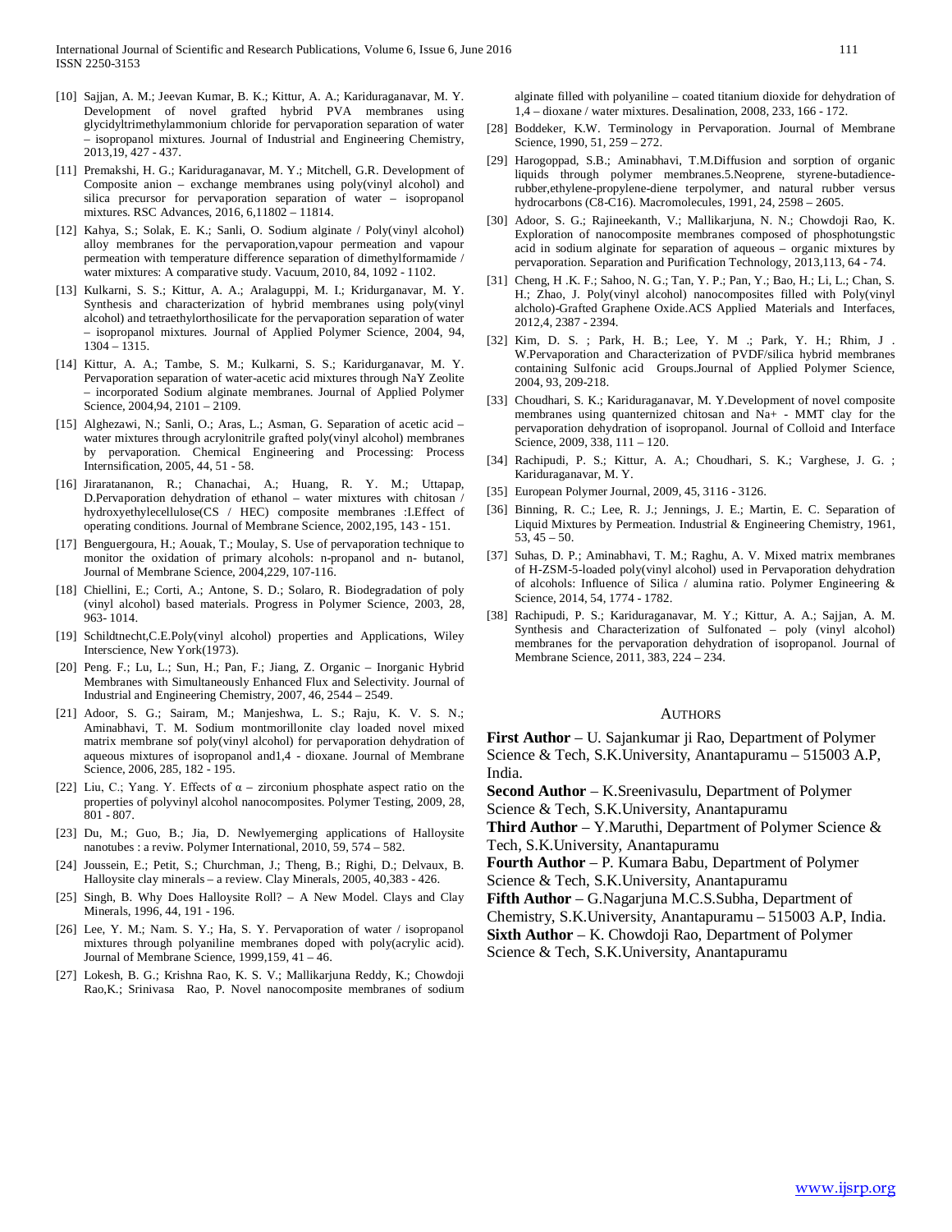[10] Sajjan, A. M.; Jeevan Kumar, B. K.; Kittur, A. A.; Kariduraganavar, M. Y. Development of novel grafted hybrid PVA membranes using glycidyltrimethylammonium chloride for pervaporation separation of water – isopropanol mixtures. Journal of Industrial and Engineering Chemistry, 2013,19, 427 - 437.

[11] Premakshi, H. G.; Kariduraganavar, M. Y.; Mitchell, G.R. Development of Composite anion – exchange membranes using poly(vinyl alcohol) and silica precursor for pervaporation separation of water – isopropanol mixtures. RSC Advances, 2016, 6,11802 – 11814.

[12] Kahya, S.; Solak, E. K.; Sanli, O. Sodium alginate / Poly(vinyl alcohol) alloy membranes for the pervaporation,vapour permeation and vapour permeation with temperature difference separation of dimethylformamide / water mixtures: A comparative study. Vacuum, 2010, 84, 1092 - 1102.

[13] Kulkarni, S. S.; Kittur, A. A.; Aralaguppi, M. I.; Kridurganavar, M. Y. Synthesis and characterization of hybrid membranes using poly(vinyl alcohol) and tetraethylorthosilicate for the pervaporation separation of water – isopropanol mixtures. Journal of Applied Polymer Science, 2004, 94, 1304 – 1315.

[14] Kittur, A. A.; Tambe, S. M.; Kulkarni, S. S.; Karidurganavar, M. Y. Pervaporation separation of water-acetic acid mixtures through NaY Zeolite – incorporated Sodium alginate membranes. Journal of Applied Polymer Science, 2004,94, 2101 – 2109.

[15] Alghezawi, N.; Sanli, O.; Aras, L.; Asman, G. Separation of acetic acid – water mixtures through acrylonitrile grafted poly(vinyl alcohol) membranes by pervaporation. Chemical Engineering and Processing: Process Internsification, 2005, 44, 51 - 58.

[16] Jiraratananon, R.; Chanachai, A.; Huang, R. Y. M.; Uttapap, D.Pervaporation dehydration of ethanol – water mixtures with chitosan / hydroxyethylecellulose(CS / HEC) composite membranes :I.Effect of operating conditions. Journal of Membrane Science, 2002,195, 143 - 151.

[17] Benguergoura, H.; Aouak, T.; Moulay, S. Use of pervaporation technique to monitor the oxidation of primary alcohols: n-propanol and n- butanol, Journal of Membrane Science, 2004,229, 107-116.

[18] Chiellini, E.; Corti, A.; Antone, S. D.; Solaro, R. Biodegradation of poly (vinyl alcohol) based materials. Progress in Polymer Science, 2003, 28, 963- 1014.

[19] Schildtnecht,C.E.Poly(vinyl alcohol) properties and Applications, Wiley Interscience, New York(1973).

[20] Peng. F.; Lu, L.; Sun, H.; Pan, F.; Jiang, Z. Organic – Inorganic Hybrid Membranes with Simultaneously Enhanced Flux and Selectivity. Journal of Industrial and Engineering Chemistry, 2007, 46, 2544 – 2549.

[21] Adoor, S. G.; Sairam, M.; Manjeshwa, L. S.; Raju, K. V. S. N.; Aminabhavi, T. M. Sodium montmorillonite clay loaded novel mixed matrix membrane sof poly(vinyl alcohol) for pervaporation dehydration of aqueous mixtures of isopropanol and1,4 - dioxane. Journal of Membrane Science, 2006, 285, 182 - 195.

[22] Liu, C.; Yang. Y. Effects of α – zirconium phosphate aspect ratio on the properties of polyvinyl alcohol nanocomposites. Polymer Testing, 2009, 28, 801 - 807.

[23] Du, M.; Guo, B.; Jia, D. Newlyemerging applications of Halloysite nanotubes : a reviw. Polymer International, 2010, 59, 574 – 582.

[24] Joussein, E.; Petit, S.; Churchman, J.; Theng, B.; Righi, D.; Delvaux, B. Halloysite clay minerals – a review. Clay Minerals, 2005, 40,383 - 426.

[25] Singh, B. Why Does Halloysite Roll? – A New Model. Clays and Clay Minerals, 1996, 44, 191 - 196.

[26] Lee, Y. M.; Nam. S. Y.; Ha, S. Y. Pervaporation of water / isopropanol mixtures through polyaniline membranes doped with poly(acrylic acid). Journal of Membrane Science, 1999,159, 41 – 46.

[27] Lokesh, B. G.; Krishna Rao, K. S. V.; Mallikarjuna Reddy, K.; Chowdoji Rao,K.; Srinivasa Rao, P. Novel nanocomposite membranes of sodium alginate filled with polyaniline – coated titanium dioxide for dehydration of 1,4 – dioxane / water mixtures. Desalination, 2008, 233, 166 - 172.

[28] Boddeker, K.W. Terminology in Pervaporation. Journal of Membrane Science, 1990, 51, 259 – 272.

[29] Harogoppad, S.B.; Aminabhavi, T.M.Diffusion and sorption of organic liquids through polymer membranes.5.Neoprene, styrene-butadience-rubber,ethylene-propylene-diene terpolymer, and natural rubber versus hydrocarbons (C8-C16). Macromolecules, 1991, 24, 2598 – 2605.

[30] Adoor, S. G.; Rajineekanth, V.; Mallikarjuna, N. N.; Chowdoji Rao, K. Exploration of nanocomposite membranes composed of phosphotungstic acid in sodium alginate for separation of aqueous – organic mixtures by pervaporation. Separation and Purification Technology, 2013,113, 64 - 74.

[31] Cheng, H .K. F.; Sahoo, N. G.; Tan, Y. P.; Pan, Y.; Bao, H.; Li, L.; Chan, S. H.; Zhao, J. Poly(vinyl alcohol) nanocomposites filled with Poly(vinyl alcholo)-Grafted Graphene Oxide.ACS Applied Materials and Interfaces, 2012,4, 2387 - 2394.

[32] Kim, D. S. ; Park, H. B.; Lee, Y. M .; Park, Y. H.; Rhim, J . W.Pervaporation and Characterization of PVDF/silica hybrid membranes containing Sulfonic acid Groups.Journal of Applied Polymer Science, 2004, 93, 209-218.

[33] Choudhari, S. K.; Kariduraganavar, M. Y.Development of novel composite membranes using quanternized chitosan and Na+ - MMT clay for the pervaporation dehydration of isopropanol. Journal of Colloid and Interface Science, 2009, 338, 111 – 120.

[34] Rachipudi, P. S.; Kittur, A. A.; Choudhari, S. K.; Varghese, J. G. ; Kariduraganavar, M. Y.

[35] European Polymer Journal, 2009, 45, 3116 - 3126.

[36] Binning, R. C.; Lee, R. J.; Jennings, J. E.; Martin, E. C. Separation of Liquid Mixtures by Permeation. Industrial & Engineering Chemistry, 1961, 53, 45 – 50.

[37] Suhas, D. P.; Aminabhavi, T. M.; Raghu, A. V. Mixed matrix membranes of H-ZSM-5-loaded poly(vinyl alcohol) used in Pervaporation dehydration of alcohols: Influence of Silica / alumina ratio. Polymer Engineering & Science, 2014, 54, 1774 - 1782.

[38] Rachipudi, P. S.; Kariduraganavar, M. Y.; Kittur, A. A.; Sajjan, A. M. Synthesis and Characterization of Sulfonated – poly (vinyl alcohol) membranes for the pervaporation dehydration of isopropanol. Journal of Membrane Science, 2011, 383, 224 – 234.

## AUTHORS

**First Author** – U. Sajankumar ji Rao, Department of Polymer Science & Tech, S.K.University, Anantapuramu – 515003 A.P, India.

**Second Author** – K.Sreenivasulu, Department of Polymer Science & Tech, S.K.University, Anantapuramu

**Third Author** – Y.Maruthi, Department of Polymer Science & Tech, S.K.University, Anantapuramu

**Fourth Author** – P. Kumara Babu, Department of Polymer Science & Tech, S.K.University, Anantapuramu

**Fifth Author** – G.Nagarjuna M.C.S.Subha, Department of Chemistry, S.K.University, Anantapuramu – 515003 A.P, India.

**Sixth Author** – K. Chowdoji Rao, Department of Polymer Science & Tech, S.K.University, Anantapuramu